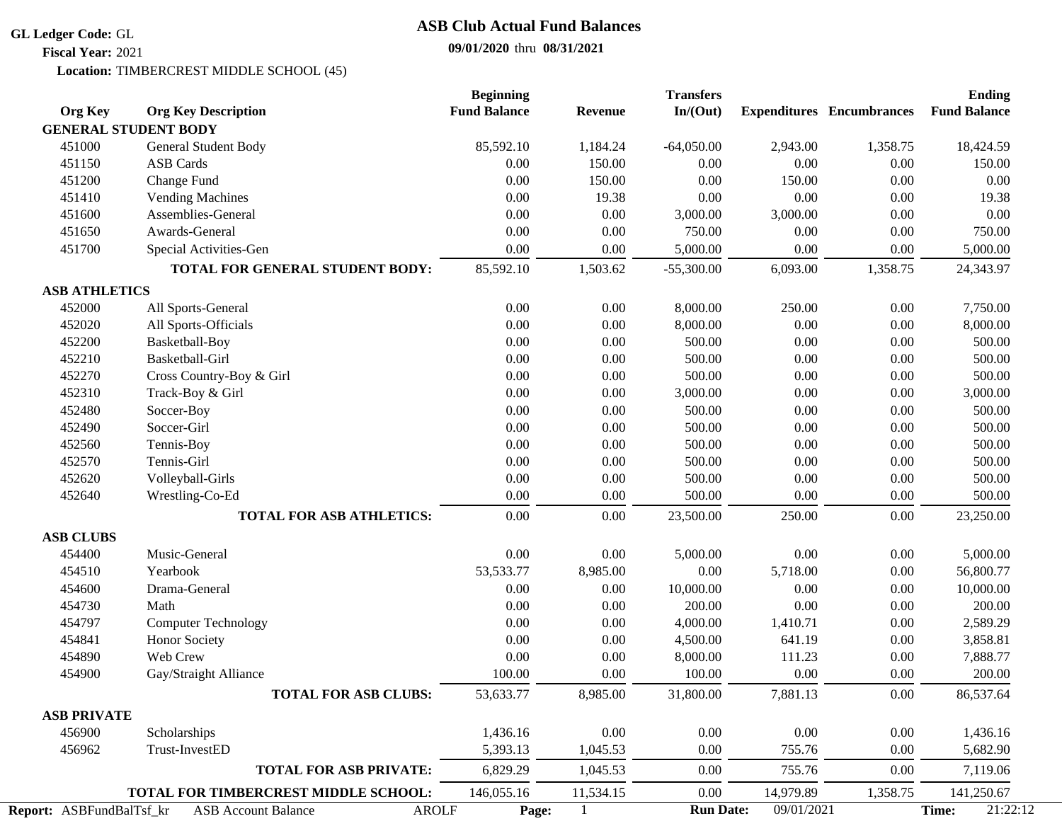**GL Ledger Code:** GL
**Fiscal Year:** 2021
**Location:** TIMBERCREST MIDDLE SCHOOL (45)

# ASB Club Actual Fund Balances

**09/01/2020** thru **08/31/2021**

| Org Key | Org Key Description | Beginning Fund Balance | Revenue | Transfers In/(Out) | Expenditures | Encumbrances | Ending Fund Balance |
|---|---|---|---|---|---|---|---|
| **GENERAL STUDENT BODY** | | | | | | | |
| 451000 | General Student Body | 85,592.10 | 1,184.24 | -64,050.00 | 2,943.00 | 1,358.75 | 18,424.59 |
| 451150 | ASB Cards | 0.00 | 150.00 | 0.00 | 0.00 | 0.00 | 150.00 |
| 451200 | Change Fund | 0.00 | 150.00 | 0.00 | 150.00 | 0.00 | 0.00 |
| 451410 | Vending Machines | 0.00 | 19.38 | 0.00 | 0.00 | 0.00 | 19.38 |
| 451600 | Assemblies-General | 0.00 | 0.00 | 3,000.00 | 3,000.00 | 0.00 | 0.00 |
| 451650 | Awards-General | 0.00 | 0.00 | 750.00 | 0.00 | 0.00 | 750.00 |
| 451700 | Special Activities-Gen | 0.00 | 0.00 | 5,000.00 | 0.00 | 0.00 | 5,000.00 |
| | **TOTAL FOR GENERAL STUDENT BODY:** | 85,592.10 | 1,503.62 | -55,300.00 | 6,093.00 | 1,358.75 | 24,343.97 |
| **ASB ATHLETICS** | | | | | | | |
| 452000 | All Sports-General | 0.00 | 0.00 | 8,000.00 | 250.00 | 0.00 | 7,750.00 |
| 452020 | All Sports-Officials | 0.00 | 0.00 | 8,000.00 | 0.00 | 0.00 | 8,000.00 |
| 452200 | Basketball-Boy | 0.00 | 0.00 | 500.00 | 0.00 | 0.00 | 500.00 |
| 452210 | Basketball-Girl | 0.00 | 0.00 | 500.00 | 0.00 | 0.00 | 500.00 |
| 452270 | Cross Country-Boy & Girl | 0.00 | 0.00 | 500.00 | 0.00 | 0.00 | 500.00 |
| 452310 | Track-Boy & Girl | 0.00 | 0.00 | 3,000.00 | 0.00 | 0.00 | 3,000.00 |
| 452480 | Soccer-Boy | 0.00 | 0.00 | 500.00 | 0.00 | 0.00 | 500.00 |
| 452490 | Soccer-Girl | 0.00 | 0.00 | 500.00 | 0.00 | 0.00 | 500.00 |
| 452560 | Tennis-Boy | 0.00 | 0.00 | 500.00 | 0.00 | 0.00 | 500.00 |
| 452570 | Tennis-Girl | 0.00 | 0.00 | 500.00 | 0.00 | 0.00 | 500.00 |
| 452620 | Volleyball-Girls | 0.00 | 0.00 | 500.00 | 0.00 | 0.00 | 500.00 |
| 452640 | Wrestling-Co-Ed | 0.00 | 0.00 | 500.00 | 0.00 | 0.00 | 500.00 |
| | **TOTAL FOR ASB ATHLETICS:** | 0.00 | 0.00 | 23,500.00 | 250.00 | 0.00 | 23,250.00 |
| **ASB CLUBS** | | | | | | | |
| 454400 | Music-General | 0.00 | 0.00 | 5,000.00 | 0.00 | 0.00 | 5,000.00 |
| 454510 | Yearbook | 53,533.77 | 8,985.00 | 0.00 | 5,718.00 | 0.00 | 56,800.77 |
| 454600 | Drama-General | 0.00 | 0.00 | 10,000.00 | 0.00 | 0.00 | 10,000.00 |
| 454730 | Math | 0.00 | 0.00 | 200.00 | 0.00 | 0.00 | 200.00 |
| 454797 | Computer Technology | 0.00 | 0.00 | 4,000.00 | 1,410.71 | 0.00 | 2,589.29 |
| 454841 | Honor Society | 0.00 | 0.00 | 4,500.00 | 641.19 | 0.00 | 3,858.81 |
| 454890 | Web Crew | 0.00 | 0.00 | 8,000.00 | 111.23 | 0.00 | 7,888.77 |
| 454900 | Gay/Straight Alliance | 100.00 | 0.00 | 100.00 | 0.00 | 0.00 | 200.00 |
| | **TOTAL FOR ASB CLUBS:** | 53,633.77 | 8,985.00 | 31,800.00 | 7,881.13 | 0.00 | 86,537.64 |
| **ASB PRIVATE** | | | | | | | |
| 456900 | Scholarships | 1,436.16 | 0.00 | 0.00 | 0.00 | 0.00 | 1,436.16 |
| 456962 | Trust-InvestED | 5,393.13 | 1,045.53 | 0.00 | 755.76 | 0.00 | 5,682.90 |
| | **TOTAL FOR ASB PRIVATE:** | 6,829.29 | 1,045.53 | 0.00 | 755.76 | 0.00 | 7,119.06 |
| | **TOTAL FOR TIMBERCREST MIDDLE SCHOOL:** | 146,055.16 | 11,534.15 | 0.00 | 14,979.89 | 1,358.75 | 141,250.67 |

**Report:** ASBFundBalTsf_kr ASB Account Balance AROLF **Run Date:** 09/01/2021 **Time:** 21:22:12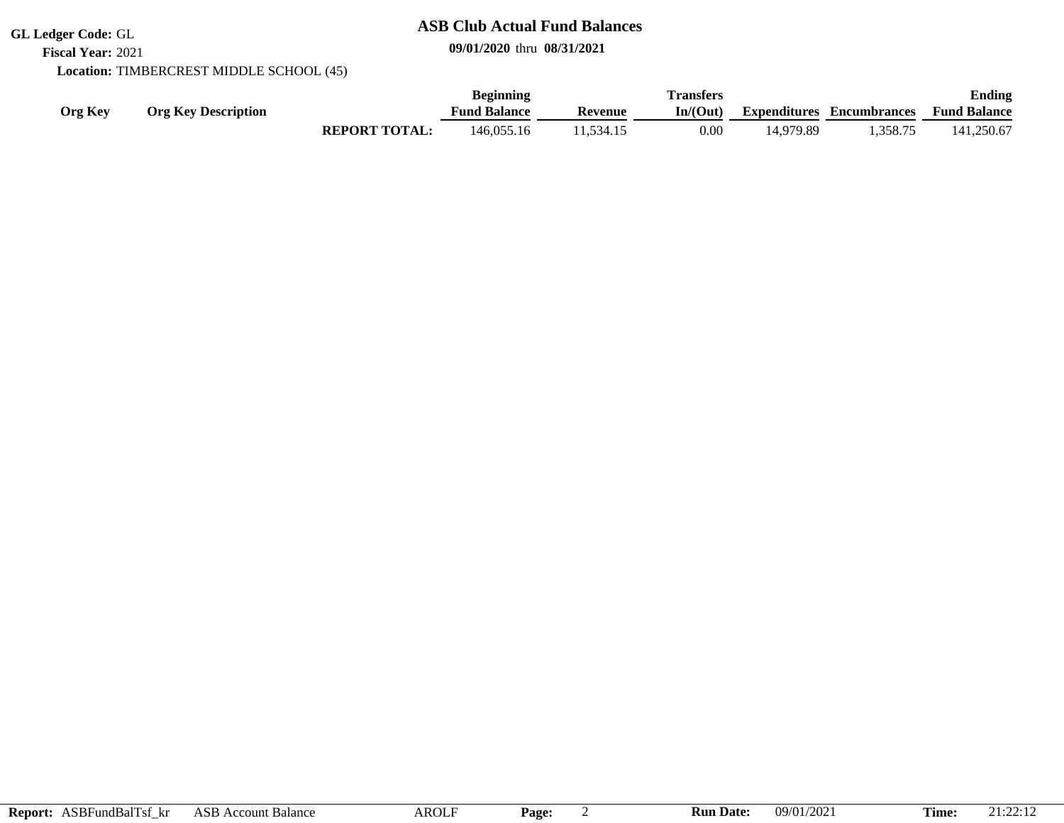**GL Ledger Code:** GL

**Fiscal Year:** 2021

**Location:** TIMBERCREST MIDDLE SCHOOL (45)

# ASB Club Actual Fund Balances

**09/01/2020** thru **08/31/2021**

| Org Key | Org Key Description | | Beginning Fund Balance | Revenue | Transfers In/(Out) | Expenditures | Encumbrances | Ending Fund Balance |
|---|---|---|---|---|---|---|---|---|
| | | **REPORT TOTAL:** | 146,055.16 | 11,534.15 | 0.00 | 14,979.89 | 1,358.75 | 141,250.67 |

**Report:** ASBFundBalTsf_kr ASB Account Balance AROLF **Run Date:** 09/01/2021 **Time:** 21:22:12